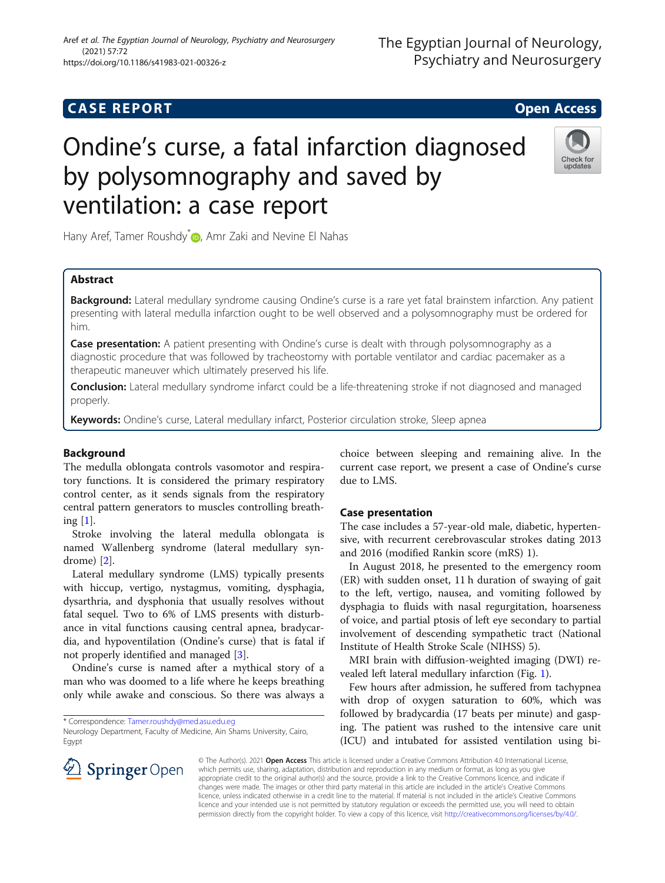CASE REPORT

Open Access

# Ondine's curse, a fatal infarction diagnosed by polysomnography and saved by ventilation: a case report

Hany Aref, Tamer Roushdy*, Amr Zaki and Nevine El Nahas

## Abstract

**Background:** Lateral medullary syndrome causing Ondine's curse is a rare yet fatal brainstem infarction. Any patient presenting with lateral medulla infarction ought to be well observed and a polysomnography must be ordered for him.

**Case presentation:** A patient presenting with Ondine's curse is dealt with through polysomnography as a diagnostic procedure that was followed by tracheostomy with portable ventilator and cardiac pacemaker as a therapeutic maneuver which ultimately preserved his life.

**Conclusion:** Lateral medullary syndrome infarct could be a life-threatening stroke if not diagnosed and managed properly.

**Keywords:** Ondine's curse, Lateral medullary infarct, Posterior circulation stroke, Sleep apnea

## Background

The medulla oblongata controls vasomotor and respiratory functions. It is considered the primary respiratory control center, as it sends signals from the respiratory central pattern generators to muscles controlling breathing [1].

Stroke involving the lateral medulla oblongata is named Wallenberg syndrome (lateral medullary syndrome) [2].

Lateral medullary syndrome (LMS) typically presents with hiccup, vertigo, nystagmus, vomiting, dysphagia, dysarthria, and dysphonia that usually resolves without fatal sequel. Two to 6% of LMS presents with disturbance in vital functions causing central apnea, bradycardia, and hypoventilation (Ondine's curse) that is fatal if not properly identified and managed [3].

Ondine's curse is named after a mythical story of a man who was doomed to a life where he keeps breathing only while awake and conscious. So there was always a choice between sleeping and remaining alive. In the current case report, we present a case of Ondine's curse due to LMS.

## Case presentation

The case includes a 57-year-old male, diabetic, hypertensive, with recurrent cerebrovascular strokes dating 2013 and 2016 (modified Rankin score (mRS) 1).

In August 2018, he presented to the emergency room (ER) with sudden onset, 11 h duration of swaying of gait to the left, vertigo, nausea, and vomiting followed by dysphagia to fluids with nasal regurgitation, hoarseness of voice, and partial ptosis of left eye secondary to partial involvement of descending sympathetic tract (National Institute of Health Stroke Scale (NIHSS) 5).

MRI brain with diffusion-weighted imaging (DWI) revealed left lateral medullary infarction (Fig. 1).

Few hours after admission, he suffered from tachypnea with drop of oxygen saturation to 60%, which was followed by bradycardia (17 beats per minute) and gasping. The patient was rushed to the intensive care unit (ICU) and intubated for assisted ventilation using bi-

* Correspondence: Tamer.roushdy@med.asu.edu.eg
Neurology Department, Faculty of Medicine, Ain Shams University, Cairo, Egypt

© The Author(s). 2021 **Open Access** This article is licensed under a Creative Commons Attribution 4.0 International License, which permits use, sharing, adaptation, distribution and reproduction in any medium or format, as long as you give appropriate credit to the original author(s) and the source, provide a link to the Creative Commons licence, and indicate if changes were made. The images or other third party material in this article are included in the article's Creative Commons licence, unless indicated otherwise in a credit line to the material. If material is not included in the article's Creative Commons licence and your intended use is not permitted by statutory regulation or exceeds the permitted use, you will need to obtain permission directly from the copyright holder. To view a copy of this licence, visit http://creativecommons.org/licenses/by/4.0/.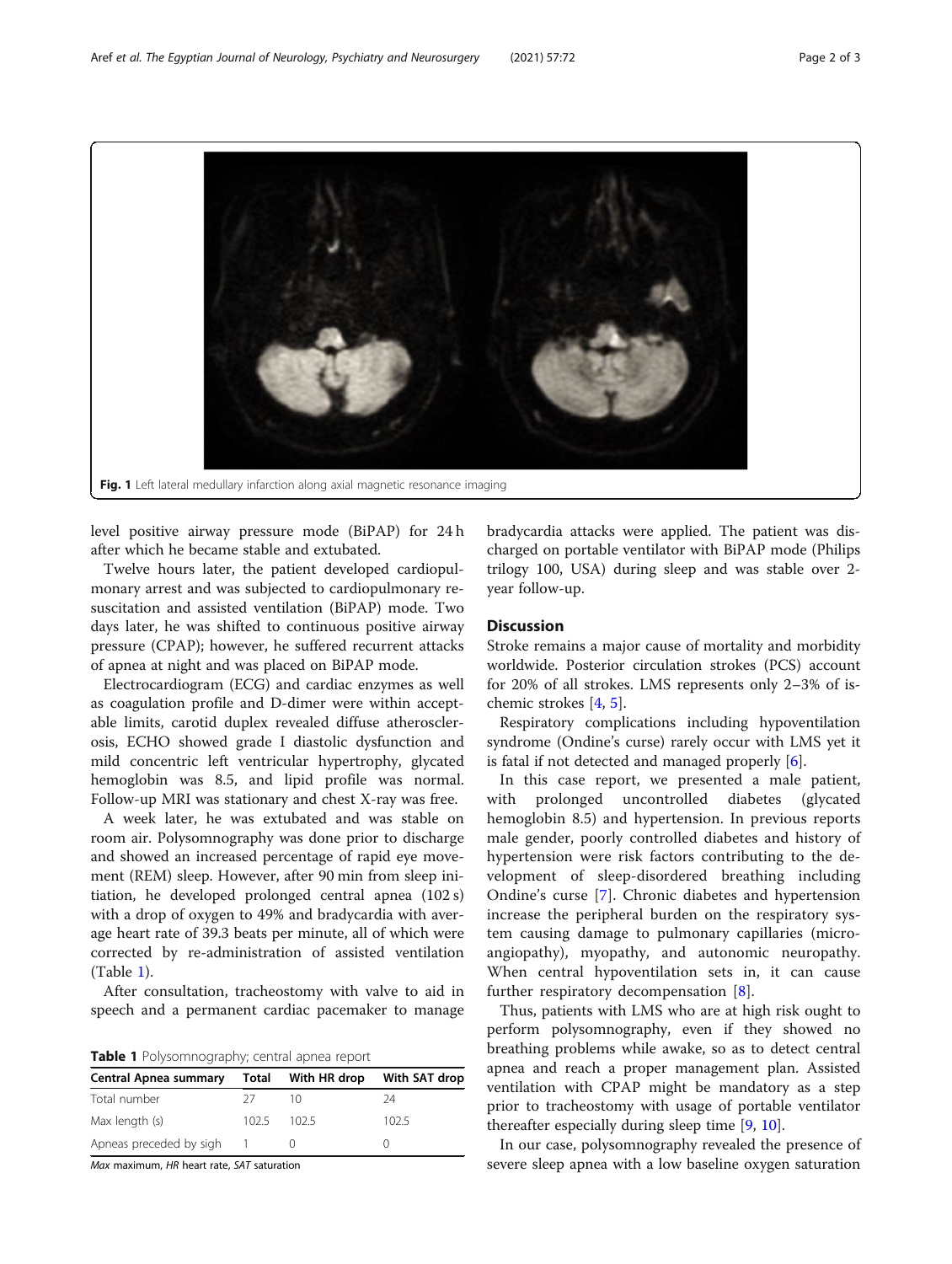Fig. 1 Left lateral medullary infarction along axial magnetic resonance imaging

level positive airway pressure mode (BiPAP) for 24 h after which he became stable and extubated.

Twelve hours later, the patient developed cardiopulmonary arrest and was subjected to cardiopulmonary resuscitation and assisted ventilation (BiPAP) mode. Two days later, he was shifted to continuous positive airway pressure (CPAP); however, he suffered recurrent attacks of apnea at night and was placed on BiPAP mode.

Electrocardiogram (ECG) and cardiac enzymes as well as coagulation profile and D-dimer were within acceptable limits, carotid duplex revealed diffuse atherosclerosis, ECHO showed grade I diastolic dysfunction and mild concentric left ventricular hypertrophy, glycated hemoglobin was 8.5, and lipid profile was normal. Follow-up MRI was stationary and chest X-ray was free.

A week later, he was extubated and was stable on room air. Polysomnography was done prior to discharge and showed an increased percentage of rapid eye movement (REM) sleep. However, after 90 min from sleep initiation, he developed prolonged central apnea (102 s) with a drop of oxygen to 49% and bradycardia with average heart rate of 39.3 beats per minute, all of which were corrected by re-administration of assisted ventilation (Table 1).

After consultation, tracheostomy with valve to aid in speech and a permanent cardiac pacemaker to manage bradycardia attacks were applied. The patient was discharged on portable ventilator with BiPAP mode (Philips trilogy 100, USA) during sleep and was stable over 2-year follow-up.

**Table 1** Polysomnography; central apnea report

| Central Apnea summary | Total | With HR drop | With SAT drop |
|---|---|---|---|
| Total number | 27 | 10 | 24 |
| Max length (s) | 102.5 | 102.5 | 102.5 |
| Apneas preceded by sigh | 1 | 0 | 0 |

*Max* maximum, *HR* heart rate, *SAT* saturation

## Discussion

Stroke remains a major cause of mortality and morbidity worldwide. Posterior circulation strokes (PCS) account for 20% of all strokes. LMS represents only 2–3% of ischemic strokes [4, 5].

Respiratory complications including hypoventilation syndrome (Ondine's curse) rarely occur with LMS yet it is fatal if not detected and managed properly [6].

In this case report, we presented a male patient, with prolonged uncontrolled diabetes (glycated hemoglobin 8.5) and hypertension. In previous reports male gender, poorly controlled diabetes and history of hypertension were risk factors contributing to the development of sleep-disordered breathing including Ondine's curse [7]. Chronic diabetes and hypertension increase the peripheral burden on the respiratory system causing damage to pulmonary capillaries (microangiopathy), myopathy, and autonomic neuropathy. When central hypoventilation sets in, it can cause further respiratory decompensation [8].

Thus, patients with LMS who are at high risk ought to perform polysomnography, even if they showed no breathing problems while awake, so as to detect central apnea and reach a proper management plan. Assisted ventilation with CPAP might be mandatory as a step prior to tracheostomy with usage of portable ventilator thereafter especially during sleep time [9, 10].

In our case, polysomnography revealed the presence of severe sleep apnea with a low baseline oxygen saturation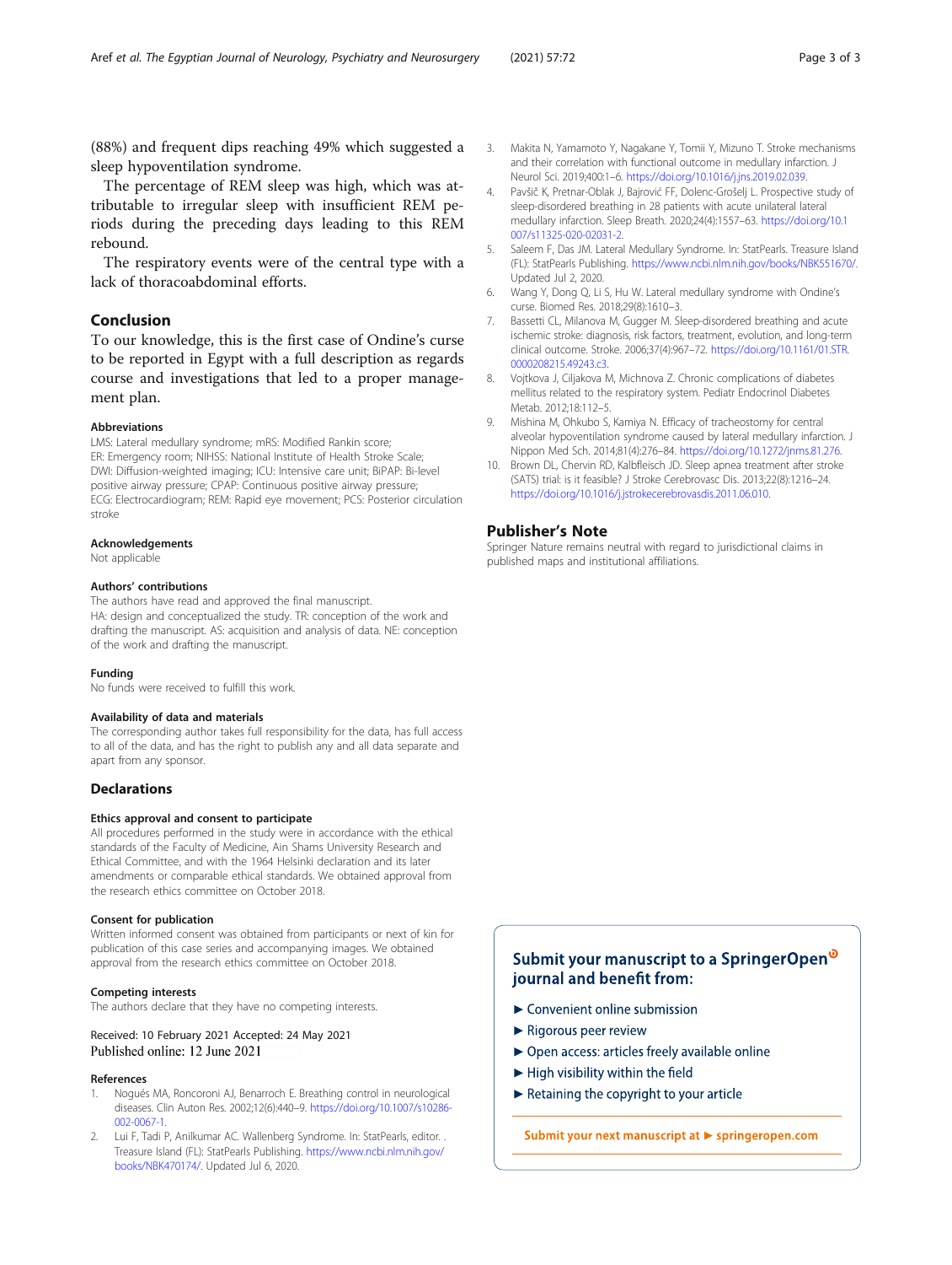(88%) and frequent dips reaching 49% which suggested a sleep hypoventilation syndrome.

The percentage of REM sleep was high, which was attributable to irregular sleep with insufficient REM periods during the preceding days leading to this REM rebound.

The respiratory events were of the central type with a lack of thoracoabdominal efforts.

## Conclusion

To our knowledge, this is the first case of Ondine's curse to be reported in Egypt with a full description as regards course and investigations that led to a proper management plan.

#### Abbreviations

LMS: Lateral medullary syndrome; mRS: Modified Rankin score; ER: Emergency room; NIHSS: National Institute of Health Stroke Scale; DWI: Diffusion-weighted imaging; ICU: Intensive care unit; BiPAP: Bi-level positive airway pressure; CPAP: Continuous positive airway pressure; ECG: Electrocardiogram; REM: Rapid eye movement; PCS: Posterior circulation stroke

#### Acknowledgements

Not applicable

#### Authors' contributions

The authors have read and approved the final manuscript.
HA: design and conceptualized the study. TR: conception of the work and drafting the manuscript. AS: acquisition and analysis of data. NE: conception of the work and drafting the manuscript.

#### Funding

No funds were received to fulfill this work.

#### Availability of data and materials

The corresponding author takes full responsibility for the data, has full access to all of the data, and has the right to publish any and all data separate and apart from any sponsor.

## Declarations

#### Ethics approval and consent to participate

All procedures performed in the study were in accordance with the ethical standards of the Faculty of Medicine, Ain Shams University Research and Ethical Committee, and with the 1964 Helsinki declaration and its later amendments or comparable ethical standards. We obtained approval from the research ethics committee on October 2018.

#### Consent for publication

Written informed consent was obtained from participants or next of kin for publication of this case series and accompanying images. We obtained approval from the research ethics committee on October 2018.

#### Competing interests

The authors declare that they have no competing interests.

Received: 10 February 2021 Accepted: 24 May 2021
Published online: 12 June 2021

#### References

1. Nogués MA, Roncoroni AJ, Benarroch E. Breathing control in neurological diseases. Clin Auton Res. 2002;12(6):440–9. https://doi.org/10.1007/s10286-002-0067-1.
2. Lui F, Tadi P, Anilkumar AC. Wallenberg Syndrome. In: StatPearls, editor. . Treasure Island (FL): StatPearls Publishing. https://www.ncbi.nlm.nih.gov/books/NBK470174/. Updated Jul 6, 2020.
3. Makita N, Yamamoto Y, Nagakane Y, Tomii Y, Mizuno T. Stroke mechanisms and their correlation with functional outcome in medullary infarction. J Neurol Sci. 2019;400:1–6. https://doi.org/10.1016/j.jns.2019.02.039.
4. Pavšič K, Pretnar-Oblak J, Bajrović FF, Dolenc-Grošelj L. Prospective study of sleep-disordered breathing in 28 patients with acute unilateral lateral medullary infarction. Sleep Breath. 2020;24(4):1557–63. https://doi.org/10.1007/s11325-020-02031-2.
5. Saleem F, Das JM. Lateral Medullary Syndrome. In: StatPearls. Treasure Island (FL): StatPearls Publishing. https://www.ncbi.nlm.nih.gov/books/NBK551670/. Updated Jul 2, 2020.
6. Wang Y, Dong Q, Li S, Hu W. Lateral medullary syndrome with Ondine's curse. Biomed Res. 2018;29(8):1610–3.
7. Bassetti CL, Milanova M, Gugger M. Sleep-disordered breathing and acute ischemic stroke: diagnosis, risk factors, treatment, evolution, and long-term clinical outcome. Stroke. 2006;37(4):967–72. https://doi.org/10.1161/01.STR.0000208215.49243.c3.
8. Vojtkova J, Ciljakova M, Michnova Z. Chronic complications of diabetes mellitus related to the respiratory system. Pediatr Endocrinol Diabetes Metab. 2012;18:112–5.
9. Mishina M, Ohkubo S, Kamiya N. Efficacy of tracheostomy for central alveolar hypoventilation syndrome caused by lateral medullary infarction. J Nippon Med Sch. 2014;81(4):276–84. https://doi.org/10.1272/jnms.81.276.
10. Brown DL, Chervin RD, Kalbfleisch JD. Sleep apnea treatment after stroke (SATS) trial: is it feasible? J Stroke Cerebrovasc Dis. 2013;22(8):1216–24. https://doi.org/10.1016/j.jstrokecerebrovasdis.2011.06.010.

## Publisher's Note

Springer Nature remains neutral with regard to jurisdictional claims in published maps and institutional affiliations.

**Submit your manuscript to a SpringerOpen journal and benefit from:**

- ► Convenient online submission
- ► Rigorous peer review
- ► Open access: articles freely available online
- ► High visibility within the field
- ► Retaining the copyright to your article

**Submit your next manuscript at ► springeropen.com**